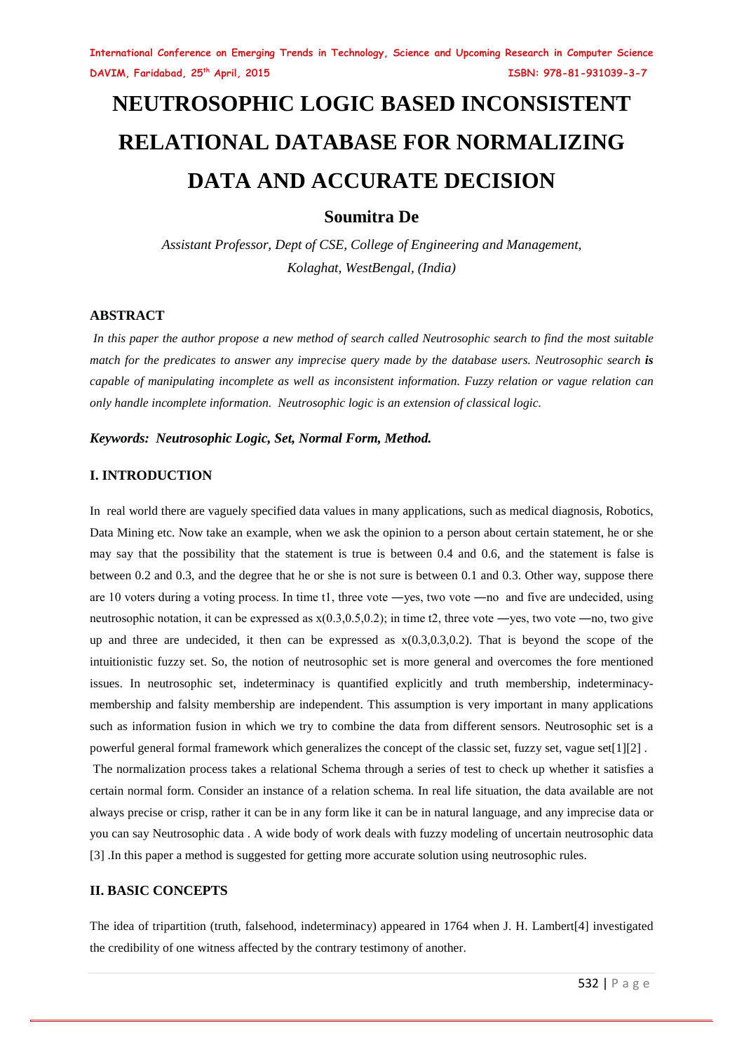# NEUTROSOPHIC LOGIC BASED INCONSISTENT RELATIONAL DATABASE FOR NORMALIZING DATA AND ACCURATE DECISION

**Soumitra De**

*Assistant Professor, Dept of CSE, College of Engineering and Management, Kolaghat, WestBengal, (India)*

## ABSTRACT

*In this paper the author propose a new method of search called Neutrosophic search to find the most suitable match for the predicates to answer any imprecise query made by the database users. Neutrosophic search* ***is*** *capable of manipulating incomplete as well as inconsistent information. Fuzzy relation or vague relation can only handle incomplete information. Neutrosophic logic is an extension of classical logic.*

***Keywords: Neutrosophic Logic, Set, Normal Form, Method.***

## I. INTRODUCTION

In real world there are vaguely specified data values in many applications, such as medical diagnosis, Robotics, Data Mining etc. Now take an example, when we ask the opinion to a person about certain statement, he or she may say that the possibility that the statement is true is between 0.4 and 0.6, and the statement is false is between 0.2 and 0.3, and the degree that he or she is not sure is between 0.1 and 0.3. Other way, suppose there are 10 voters during a voting process. In time t1, three vote ―yes, two vote ―no and five are undecided, using neutrosophic notation, it can be expressed as x(0.3,0.5,0.2); in time t2, three vote ―yes, two vote ―no, two give up and three are undecided, it then can be expressed as x(0.3,0.3,0.2). That is beyond the scope of the intuitionistic fuzzy set. So, the notion of neutrosophic set is more general and overcomes the fore mentioned issues. In neutrosophic set, indeterminacy is quantified explicitly and truth membership, indeterminacy-membership and falsity membership are independent. This assumption is very important in many applications such as information fusion in which we try to combine the data from different sensors. Neutrosophic set is a powerful general formal framework which generalizes the concept of the classic set, fuzzy set, vague set[1][2] .

The normalization process takes a relational Schema through a series of test to check up whether it satisfies a certain normal form. Consider an instance of a relation schema. In real life situation, the data available are not always precise or crisp, rather it can be in any form like it can be in natural language, and any imprecise data or you can say Neutrosophic data . A wide body of work deals with fuzzy modeling of uncertain neutrosophic data [3] .In this paper a method is suggested for getting more accurate solution using neutrosophic rules.

## II. BASIC CONCEPTS

The idea of tripartition (truth, falsehood, indeterminacy) appeared in 1764 when J. H. Lambert[4] investigated the credibility of one witness affected by the contrary testimony of another.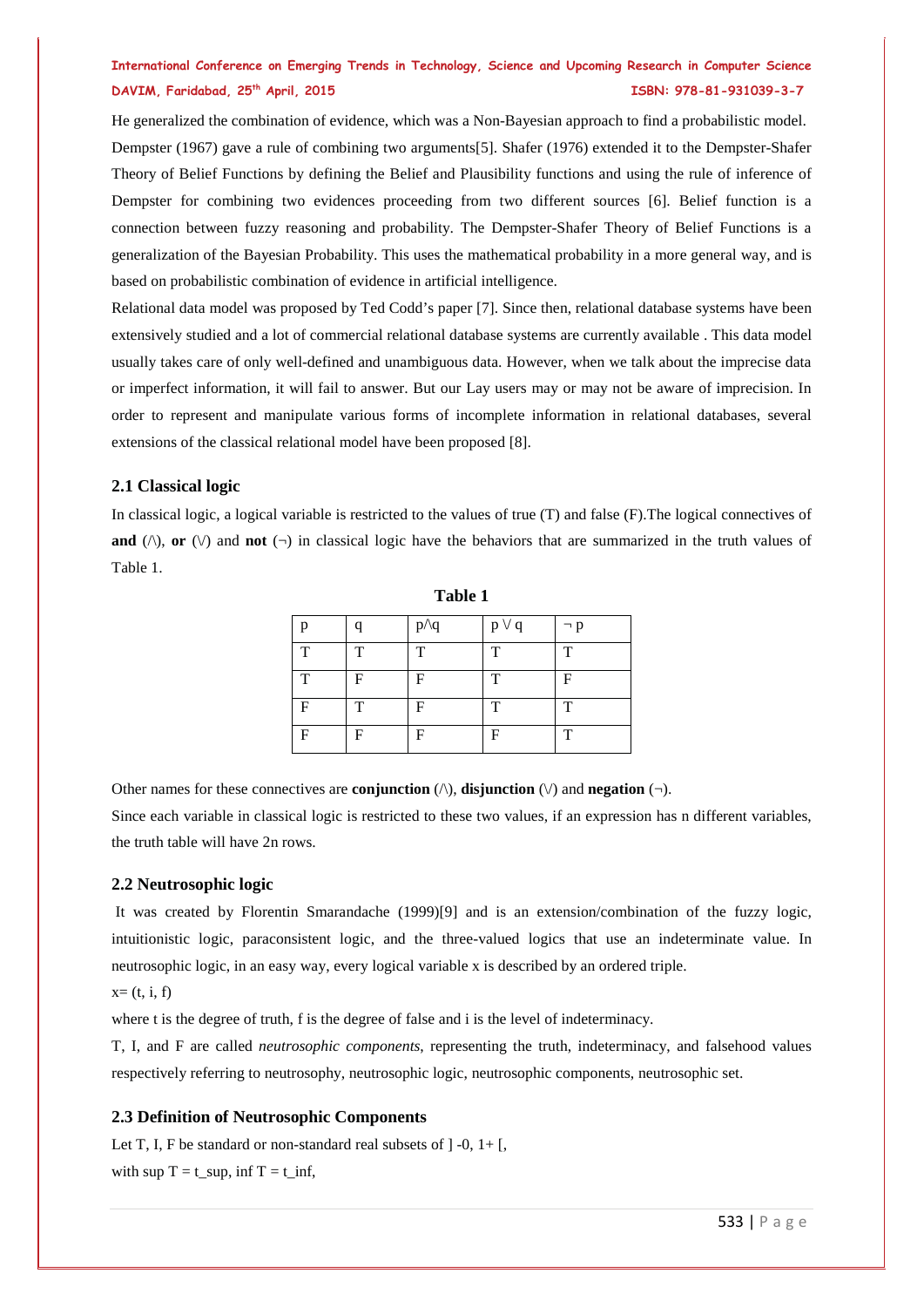He generalized the combination of evidence, which was a Non-Bayesian approach to find a probabilistic model. Dempster (1967) gave a rule of combining two arguments[5]. Shafer (1976) extended it to the Dempster-Shafer Theory of Belief Functions by defining the Belief and Plausibility functions and using the rule of inference of Dempster for combining two evidences proceeding from two different sources [6]. Belief function is a connection between fuzzy reasoning and probability. The Dempster-Shafer Theory of Belief Functions is a generalization of the Bayesian Probability. This uses the mathematical probability in a more general way, and is based on probabilistic combination of evidence in artificial intelligence.

Relational data model was proposed by Ted Codd's paper [7]. Since then, relational database systems have been extensively studied and a lot of commercial relational database systems are currently available . This data model usually takes care of only well-defined and unambiguous data. However, when we talk about the imprecise data or imperfect information, it will fail to answer. But our Lay users may or may not be aware of imprecision. In order to represent and manipulate various forms of incomplete information in relational databases, several extensions of the classical relational model have been proposed [8].

### 2.1 Classical logic

In classical logic, a logical variable is restricted to the values of true (T) and false (F).The logical connectives of **and** (/\), **or** (\/) and **not** (¬) in classical logic have the behaviors that are summarized in the truth values of Table 1.

**Table 1**

| p | q | p/\q | p \/ q | ¬ p |
|---|---|---|---|---|
| T | T | T | T | T |
| T | F | F | T | F |
| F | T | F | T | T |
| F | F | F | F | T |

Other names for these connectives are **conjunction** (/\), **disjunction** (\/) and **negation** (¬).

Since each variable in classical logic is restricted to these two values, if an expression has n different variables, the truth table will have 2n rows.

### 2.2 Neutrosophic logic

It was created by Florentin Smarandache (1999)[9] and is an extension/combination of the fuzzy logic, intuitionistic logic, paraconsistent logic, and the three-valued logics that use an indeterminate value. In neutrosophic logic, in an easy way, every logical variable x is described by an ordered triple.

$x = (t, i, f)$

where t is the degree of truth, f is the degree of false and i is the level of indeterminacy.

T, I, and F are called *neutrosophic components*, representing the truth, indeterminacy, and falsehood values respectively referring to neutrosophy, neutrosophic logic, neutrosophic components, neutrosophic set.

### 2.3 Definition of Neutrosophic Components

Let T, I, F be standard or non-standard real subsets of $]^{-}0, 1^{+}[$,

with $\sup T = t\_sup$, $\inf T = t\_inf$,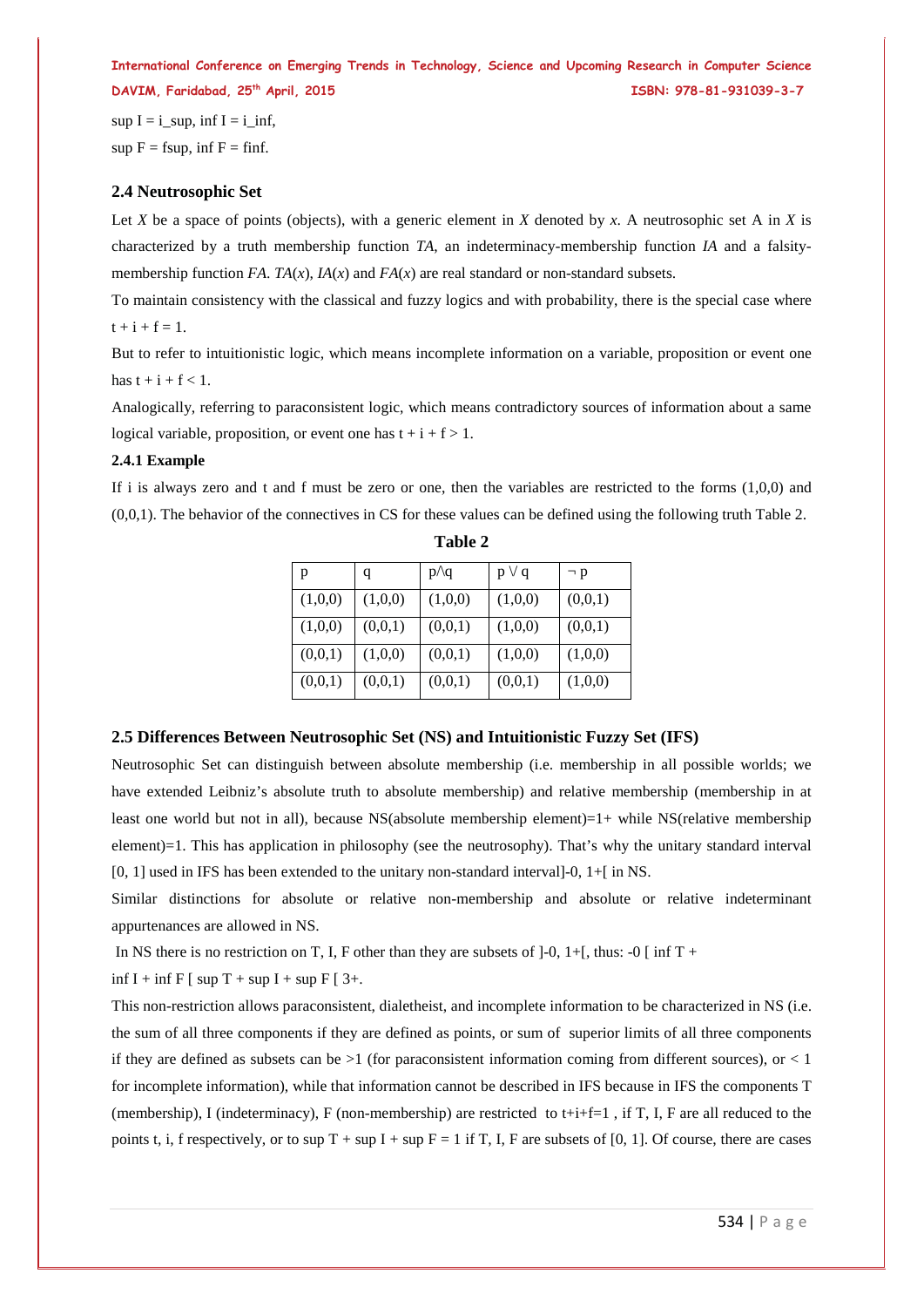sup I = i_sup, inf I = i_inf,

sup F = fsup, inf F = finf.

### 2.4 Neutrosophic Set

Let *X* be a space of points (objects), with a generic element in *X* denoted by *x*. A neutrosophic set A in *X* is characterized by a truth membership function *TA*, an indeterminacy-membership function *IA* and a falsity-membership function *FA*. *TA*(*x*), *IA*(*x*) and *FA*(*x*) are real standard or non-standard subsets.

To maintain consistency with the classical and fuzzy logics and with probability, there is the special case where $t + i + f = 1$.

But to refer to intuitionistic logic, which means incomplete information on a variable, proposition or event one has $t + i + f < 1$.

Analogically, referring to paraconsistent logic, which means contradictory sources of information about a same logical variable, proposition, or event one has $t + i + f > 1$.

#### 2.4.1 Example

If i is always zero and t and f must be zero or one, then the variables are restricted to the forms (1,0,0) and (0,0,1). The behavior of the connectives in CS for these values can be defined using the following truth Table 2.

**Table 2**

| p | q | p∧q | p ∨ q | ¬ p |
|---|---|---|---|---|
| (1,0,0) | (1,0,0) | (1,0,0) | (1,0,0) | (0,0,1) |
| (1,0,0) | (0,0,1) | (0,0,1) | (1,0,0) | (0,0,1) |
| (0,0,1) | (1,0,0) | (0,0,1) | (1,0,0) | (1,0,0) |
| (0,0,1) | (0,0,1) | (0,0,1) | (0,0,1) | (1,0,0) |

### 2.5 Differences Between Neutrosophic Set (NS) and Intuitionistic Fuzzy Set (IFS)

Neutrosophic Set can distinguish between absolute membership (i.e. membership in all possible worlds; we have extended Leibniz's absolute truth to absolute membership) and relative membership (membership in at least one world but not in all), because NS(absolute membership element)=1+ while NS(relative membership element)=1. This has application in philosophy (see the neutrosophy). That's why the unitary standard interval [0, 1] used in IFS has been extended to the unitary non-standard interval]-0, 1+[ in NS.

Similar distinctions for absolute or relative non-membership and absolute or relative indeterminant appurtenances are allowed in NS.

In NS there is no restriction on T, I, F other than they are subsets of ]-0, 1+[, thus: -0 [ inf T + inf I + inf F [ sup T + sup I + sup F [ 3+.

This non-restriction allows paraconsistent, dialetheist, and incomplete information to be characterized in NS (i.e. the sum of all three components if they are defined as points, or sum of superior limits of all three components if they are defined as subsets can be >1 (for paraconsistent information coming from different sources), or < 1 for incomplete information), while that information cannot be described in IFS because in IFS the components T (membership), I (indeterminacy), F (non-membership) are restricted to $t+i+f=1$ , if T, I, F are all reduced to the points t, i, f respectively, or to sup T + sup I + sup F = 1 if T, I, F are subsets of [0, 1]. Of course, there are cases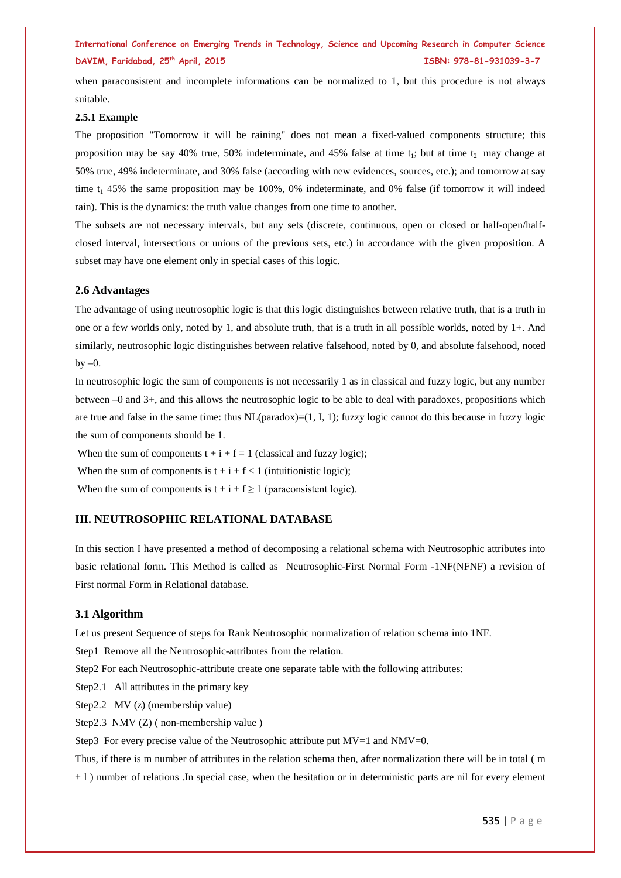when paraconsistent and incomplete informations can be normalized to 1, but this procedure is not always suitable.

**2.5.1 Example**

The proposition "Tomorrow it will be raining" does not mean a fixed-valued components structure; this proposition may be say 40% true, 50% indeterminate, and 45% false at time $t_1$; but at time $t_2$ may change at 50% true, 49% indeterminate, and 30% false (according with new evidences, sources, etc.); and tomorrow at say time $t_1$ 45% the same proposition may be 100%, 0% indeterminate, and 0% false (if tomorrow it will indeed rain). This is the dynamics: the truth value changes from one time to another.

The subsets are not necessary intervals, but any sets (discrete, continuous, open or closed or half-open/half-closed interval, intersections or unions of the previous sets, etc.) in accordance with the given proposition. A subset may have one element only in special cases of this logic.

### 2.6 Advantages

The advantage of using neutrosophic logic is that this logic distinguishes between relative truth, that is a truth in one or a few worlds only, noted by 1, and absolute truth, that is a truth in all possible worlds, noted by 1+. And similarly, neutrosophic logic distinguishes between relative falsehood, noted by 0, and absolute falsehood, noted by –0.

In neutrosophic logic the sum of components is not necessarily 1 as in classical and fuzzy logic, but any number between –0 and 3+, and this allows the neutrosophic logic to be able to deal with paradoxes, propositions which are true and false in the same time: thus NL(paradox)=(1, I, 1); fuzzy logic cannot do this because in fuzzy logic the sum of components should be 1.

When the sum of components $t + i + f = 1$ (classical and fuzzy logic);

When the sum of components is $t + i + f < 1$ (intuitionistic logic);

When the sum of components is $t + i + f \geq 1$ (paraconsistent logic).

## III. NEUTROSOPHIC RELATIONAL DATABASE

In this section I have presented a method of decomposing a relational schema with Neutrosophic attributes into basic relational form. This Method is called as Neutrosophic-First Normal Form -1NF(NFNF) a revision of First normal Form in Relational database.

### 3.1 Algorithm

Let us present Sequence of steps for Rank Neutrosophic normalization of relation schema into 1NF.

Step1 Remove all the Neutrosophic-attributes from the relation.

Step2 For each Neutrosophic-attribute create one separate table with the following attributes:

Step2.1 All attributes in the primary key

Step2.2 MV (z) (membership value)

Step2.3 NMV (Z) ( non-membership value )

Step3 For every precise value of the Neutrosophic attribute put MV=1 and NMV=0.

Thus, if there is m number of attributes in the relation schema then, after normalization there will be in total ( m + l ) number of relations .In special case, when the hesitation or in deterministic parts are nil for every element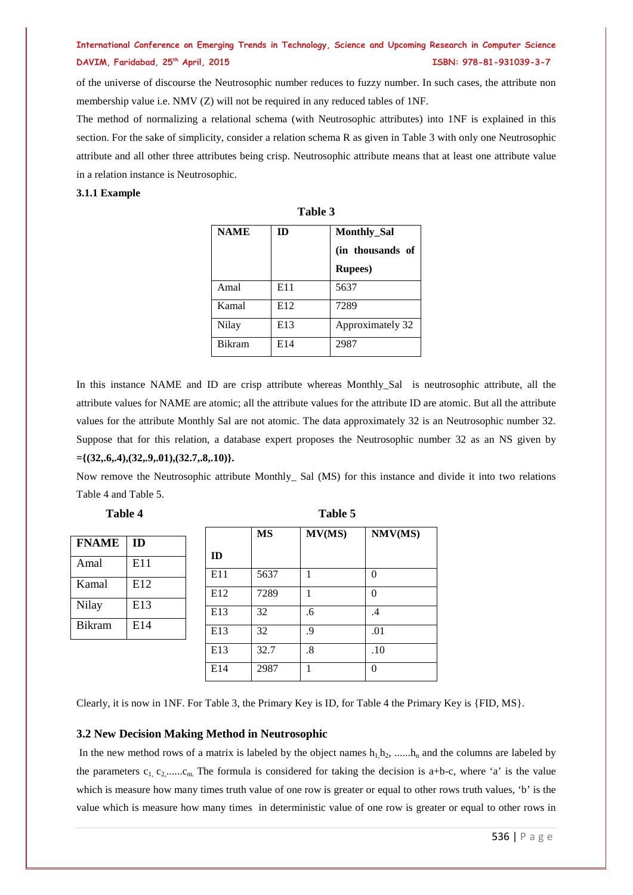of the universe of discourse the Neutrosophic number reduces to fuzzy number. In such cases, the attribute non membership value i.e. NMV (Z) will not be required in any reduced tables of 1NF.

The method of normalizing a relational schema (with Neutrosophic attributes) into 1NF is explained in this section. For the sake of simplicity, consider a relation schema R as given in Table 3 with only one Neutrosophic attribute and all other three attributes being crisp. Neutrosophic attribute means that at least one attribute value in a relation instance is Neutrosophic.

**3.1.1 Example**

**Table 3**

| NAME | ID | Monthly_Sal (in thousands of Rupees) |
|---|---|---|
| Amal | E11 | 5637 |
| Kamal | E12 | 7289 |
| Nilay | E13 | Approximately 32 |
| Bikram | E14 | 2987 |

In this instance NAME and ID are crisp attribute whereas Monthly_Sal is neutrosophic attribute, all the attribute values for NAME are atomic; all the attribute values for the attribute ID are atomic. But all the attribute values for the attribute Monthly Sal are not atomic. The data approximately 32 is an Neutrosophic number 32. Suppose that for this relation, a database expert proposes the Neutrosophic number 32 as an NS given by **={(32,.6,.4),(32,.9,.01),(32.7,.8,.10)}.**

Now remove the Neutrosophic attribute Monthly_ Sal (MS) for this instance and divide it into two relations Table 4 and Table 5.

**Table 4**

| FNAME | ID |
|---|---|
| Amal | E11 |
| Kamal | E12 |
| Nilay | E13 |
| Bikram | E14 |

**Table 5**

| ID | MS | MV(MS) | NMV(MS) |
|---|---|---|---|
| E11 | 5637 | 1 | 0 |
| E12 | 7289 | 1 | 0 |
| E13 | 32 | .6 | .4 |
| E13 | 32 | .9 | .01 |
| E13 | 32.7 | .8 | .10 |
| E14 | 2987 | 1 | 0 |

Clearly, it is now in 1NF. For Table 3, the Primary Key is ID, for Table 4 the Primary Key is {FID, MS}.

## 3.2 New Decision Making Method in Neutrosophic

In the new method rows of a matrix is labeled by the object names $h_1, h_2$, ......$h_n$ and the columns are labeled by the parameters $c_1, c_2$,......$c_m$. The formula is considered for taking the decision is a+b-c, where 'a' is the value which is measure how many times truth value of one row is greater or equal to other rows truth values, 'b' is the value which is measure how many times in deterministic value of one row is greater or equal to other rows in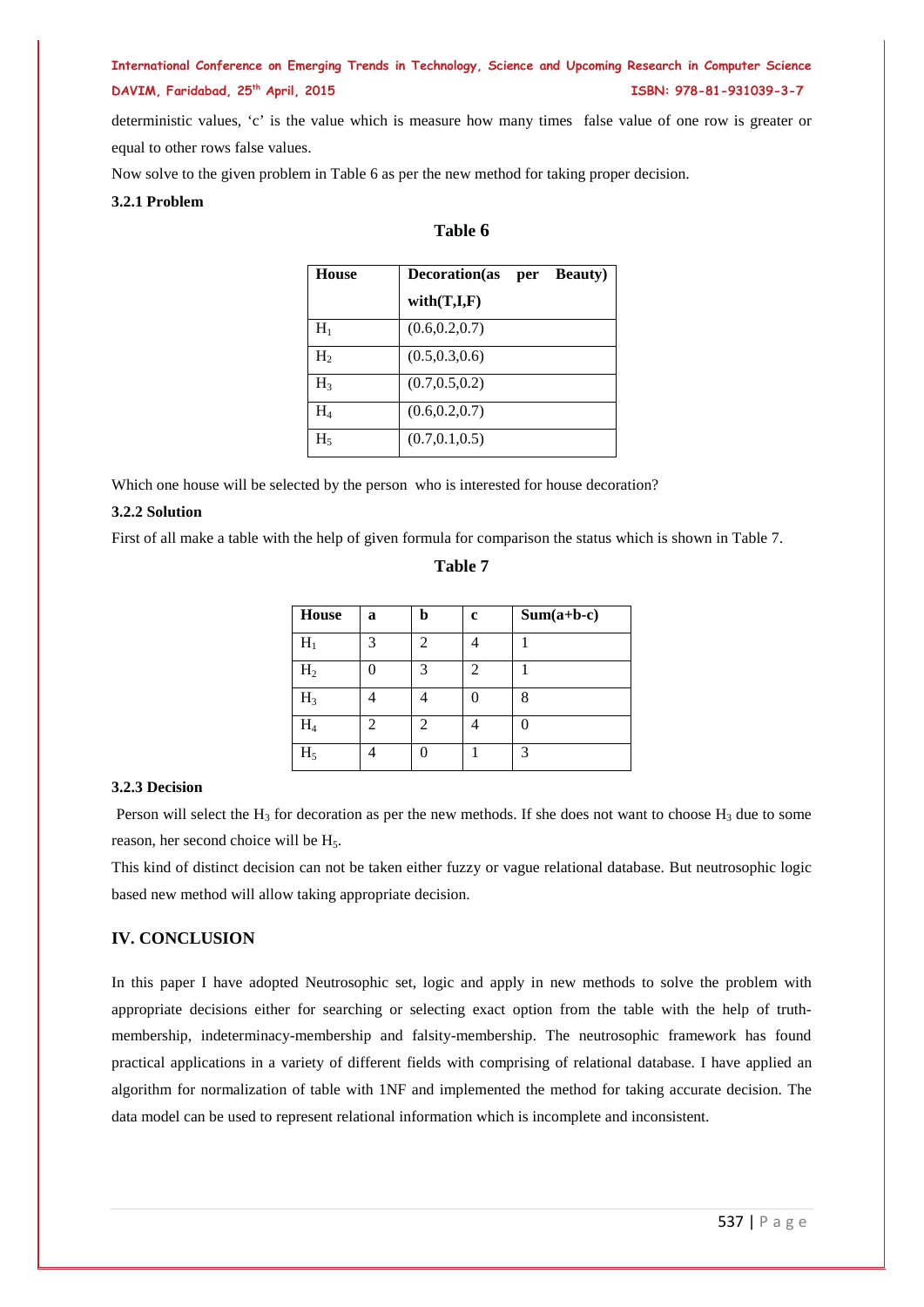deterministic values, 'c' is the value which is measure how many times false value of one row is greater or equal to other rows false values.

Now solve to the given problem in Table 6 as per the new method for taking proper decision.

### 3.2.1 Problem

**Table 6**

| House | Decoration(as per Beauty) with(T,I,F) |
|---|---|
| $H_1$ | (0.6,0.2,0.7) |
| $H_2$ | (0.5,0.3,0.6) |
| $H_3$ | (0.7,0.5,0.2) |
| $H_4$ | (0.6,0.2,0.7) |
| $H_5$ | (0.7,0.1,0.5) |

Which one house will be selected by the person who is interested for house decoration?

### 3.2.2 Solution

First of all make a table with the help of given formula for comparison the status which is shown in Table 7.

**Table 7**

| House | a | b | c | Sum(a+b-c) |
|---|---|---|---|---|
| $H_1$ | 3 | 2 | 4 | 1 |
| $H_2$ | 0 | 3 | 2 | 1 |
| $H_3$ | 4 | 4 | 0 | 8 |
| $H_4$ | 2 | 2 | 4 | 0 |
| $H_5$ | 4 | 0 | 1 | 3 |

### 3.2.3 Decision

Person will select the $H_3$ for decoration as per the new methods. If she does not want to choose $H_3$ due to some reason, her second choice will be $H_5$.

This kind of distinct decision can not be taken either fuzzy or vague relational database. But neutrosophic logic based new method will allow taking appropriate decision.

## IV. CONCLUSION

In this paper I have adopted Neutrosophic set, logic and apply in new methods to solve the problem with appropriate decisions either for searching or selecting exact option from the table with the help of truth-membership, indeterminacy-membership and falsity-membership. The neutrosophic framework has found practical applications in a variety of different fields with comprising of relational database. I have applied an algorithm for normalization of table with 1NF and implemented the method for taking accurate decision. The data model can be used to represent relational information which is incomplete and inconsistent.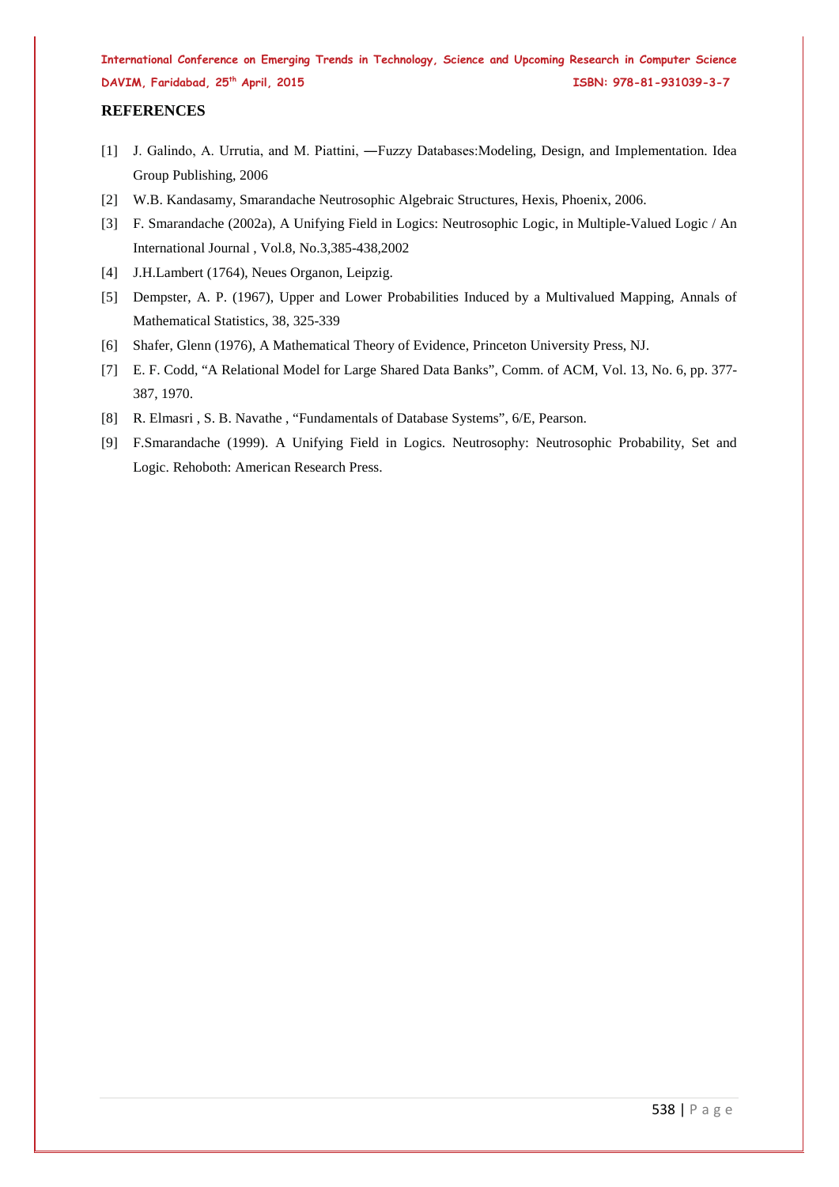## REFERENCES

[1] J. Galindo, A. Urrutia, and M. Piattini, ―Fuzzy Databases:Modeling, Design, and Implementation. Idea Group Publishing, 2006

[2] W.B. Kandasamy, Smarandache Neutrosophic Algebraic Structures, Hexis, Phoenix, 2006.

[3] F. Smarandache (2002a), A Unifying Field in Logics: Neutrosophic Logic, in Multiple-Valued Logic / An International Journal , Vol.8, No.3,385-438,2002

[4] J.H.Lambert (1764), Neues Organon, Leipzig.

[5] Dempster, A. P. (1967), Upper and Lower Probabilities Induced by a Multivalued Mapping, Annals of Mathematical Statistics, 38, 325-339

[6] Shafer, Glenn (1976), A Mathematical Theory of Evidence, Princeton University Press, NJ.

[7] E. F. Codd, "A Relational Model for Large Shared Data Banks", Comm. of ACM, Vol. 13, No. 6, pp. 377-387, 1970.

[8] R. Elmasri , S. B. Navathe , "Fundamentals of Database Systems", 6/E, Pearson.

[9] F.Smarandache (1999). A Unifying Field in Logics. Neutrosophy: Neutrosophic Probability, Set and Logic. Rehoboth: American Research Press.